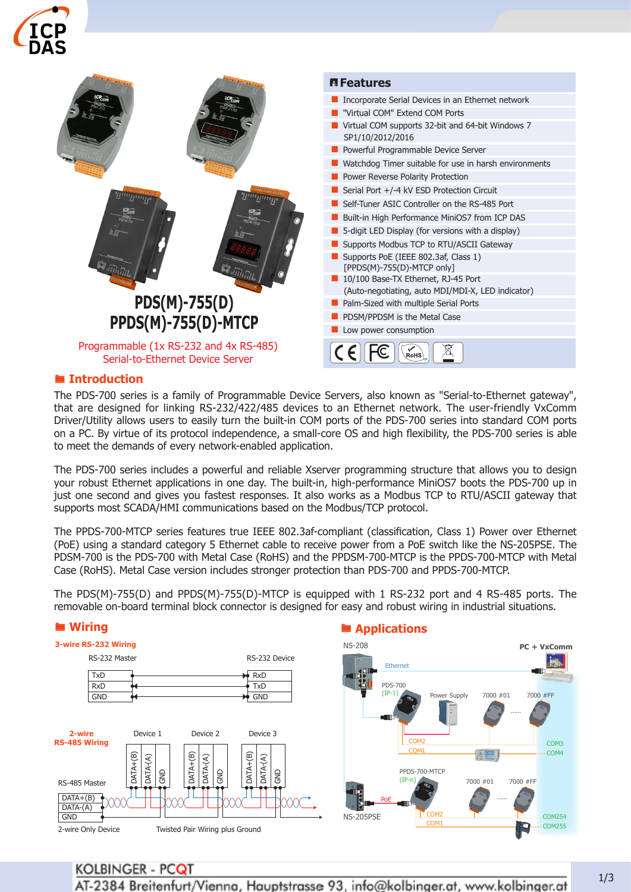# PDS(M)-755(D)
# PPDS(M)-755(D)-MTCP

Programmable (1x RS-232 and 4x RS-485)
Serial-to-Ethernet Device Server

## Features

- Incorporate Serial Devices in an Ethernet network
- "Virtual COM" Extend COM Ports
- Virtual COM supports 32-bit and 64-bit Windows 7 SP1/10/2012/2016
- Powerful Programmable Device Server
- Watchdog Timer suitable for use in harsh environments
- Power Reverse Polarity Protection
- Serial Port +/-4 kV ESD Protection Circuit
- Self-Tuner ASIC Controller on the RS-485 Port
- Built-in High Performance MiniOS7 from ICP DAS
- 5-digit LED Display (for versions with a display)
- Supports Modbus TCP to RTU/ASCII Gateway
- Supports PoE (IEEE 802.3af, Class 1) [PPDS(M)-755(D)-MTCP only]
- 10/100 Base-TX Ethernet, RJ-45 Port (Auto-negotiating, auto MDI/MDI-X, LED indicator)
- Palm-Sized with multiple Serial Ports
- PDSM/PPDSM is the Metal Case
- Low power consumption

## Introduction

The PDS-700 series is a family of Programmable Device Servers, also known as "Serial-to-Ethernet gateway", that are designed for linking RS-232/422/485 devices to an Ethernet network. The user-friendly VxComm Driver/Utility allows users to easily turn the built-in COM ports of the PDS-700 series into standard COM ports on a PC. By virtue of its protocol independence, a small-core OS and high flexibility, the PDS-700 series is able to meet the demands of every network-enabled application.

The PDS-700 series includes a powerful and reliable Xserver programming structure that allows you to design your robust Ethernet applications in one day. The built-in, high-performance MiniOS7 boots the PDS-700 up in just one second and gives you fastest responses. It also works as a Modbus TCP to RTU/ASCII gateway that supports most SCADA/HMI communications based on the Modbus/TCP protocol.

The PPDS-700-MTCP series features true IEEE 802.3af-compliant (classification, Class 1) Power over Ethernet (PoE) using a standard category 5 Ethernet cable to receive power from a PoE switch like the NS-205PSE. The PDSM-700 is the PDS-700 with Metal Case (RoHS) and the PPDSM-700-MTCP is the PPDS-700-MTCP with Metal Case (RoHS). Metal Case version includes stronger protection than PDS-700 and PPDS-700-MTCP.

The PDS(M)-755(D) and PPDS(M)-755(D)-MTCP is equipped with 1 RS-232 port and 4 RS-485 ports. The removable on-board terminal block connector is designed for easy and robust wiring in industrial situations.

## Wiring

**3-wire RS-232 Wiring**

| RS-232 Master | RS-232 Device |
|---|---|
| TxD | RxD |
| RxD | TxD |
| GND | GND |

**2-wire RS-485 Wiring**

RS-485 Master: DATA+(B), DATA-(A), GND — connected to Device 1, Device 2, Device 3 (DATA+(B), DATA-(A), GND)

2-wire Only Device — Twisted Pair Wiring plus Ground

## Applications

NS-208, Ethernet, PC + VxComm, PDS-700 (IP-1), Power Supply, 7000 #01 ...... 7000 #FF, COM2, COM1, COM3, COM4, PPDS-700-MTCP (IP-n), PoE, NS-205PSE, COM254, COM255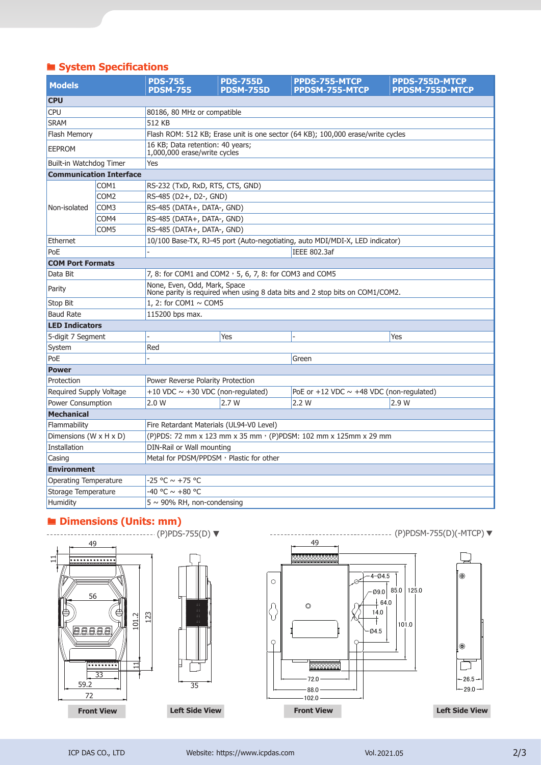## System Specifications

| Models | | PDS-755<br>PDSM-755 | PDS-755D<br>PDSM-755D | PPDS-755-MTCP<br>PPDSM-755-MTCP | PPDS-755D-MTCP<br>PPDSM-755D-MTCP |
|---|---|---|---|---|---|
| **CPU** | | | | | |
| CPU | | 80186, 80 MHz or compatible | | | |
| SRAM | | 512 KB | | | |
| Flash Memory | | Flash ROM: 512 KB; Erase unit is one sector (64 KB); 100,000 erase/write cycles | | | |
| EEPROM | | 16 KB; Data retention: 40 years;<br>1,000,000 erase/write cycles | | | |
| Built-in Watchdog Timer | | Yes | | | |
| **Communication Interface** | | | | | |
| Non-isolated | COM1 | RS-232 (TxD, RxD, RTS, CTS, GND) | | | |
| | COM2 | RS-485 (D2+, D2-, GND) | | | |
| | COM3 | RS-485 (DATA+, DATA-, GND) | | | |
| | COM4 | RS-485 (DATA+, DATA-, GND) | | | |
| | COM5 | RS-485 (DATA+, DATA-, GND) | | | |
| Ethernet | | 10/100 Base-TX, RJ-45 port (Auto-negotiating, auto MDI/MDI-X, LED indicator) | | | |
| PoE | | - | | IEEE 802.3af | |
| **COM Port Formats** | | | | | |
| Data Bit | | 7, 8: for COM1 and COM2，5, 6, 7, 8: for COM3 and COM5 | | | |
| Parity | | None, Even, Odd, Mark, Space<br>None parity is required when using 8 data bits and 2 stop bits on COM1/COM2. | | | |
| Stop Bit | | 1, 2: for COM1 ~ COM5 | | | |
| Baud Rate | | 115200 bps max. | | | |
| **LED Indicators** | | | | | |
| 5-digit 7 Segment | | - | Yes | - | Yes |
| System | | Red | | | |
| PoE | | - | | Green | |
| **Power** | | | | | |
| Protection | | Power Reverse Polarity Protection | | | |
| Required Supply Voltage | | +10 VDC ~ +30 VDC (non-regulated) | | PoE or +12 VDC ~ +48 VDC (non-regulated) | |
| Power Consumption | | 2.0 W | 2.7 W | 2.2 W | 2.9 W |
| **Mechanical** | | | | | |
| Flammability | | Fire Retardant Materials (UL94-V0 Level) | | | |
| Dimensions (W x H x D) | | (P)PDS: 72 mm x 123 mm x 35 mm，(P)PDSM: 102 mm x 125mm x 29 mm | | | |
| Installation | | DIN-Rail or Wall mounting | | | |
| Casing | | Metal for PDSM/PPDSM，Plastic for other | | | |
| **Environment** | | | | | |
| Operating Temperature | | -25 °C ~ +75 °C | | | |
| Storage Temperature | | -40 °C ~ +80 °C | | | |
| Humidity | | 5 ~ 90% RH, non-condensing | | | |

## Dimensions (Units: mm)

(P)PDS-755(D) ▼

49
11
56
101.2
123
11
33
59.2
72
35

Front View

Left Side View

(P)PDSM-755(D)(-MTCP) ▼

49
4-Ø4.5
Ø9.0
85.0
125.0
64.0
14.0
101.0
Ø4.5
72.0
88.0
102.0
26.5
29.0

Front View

Left Side View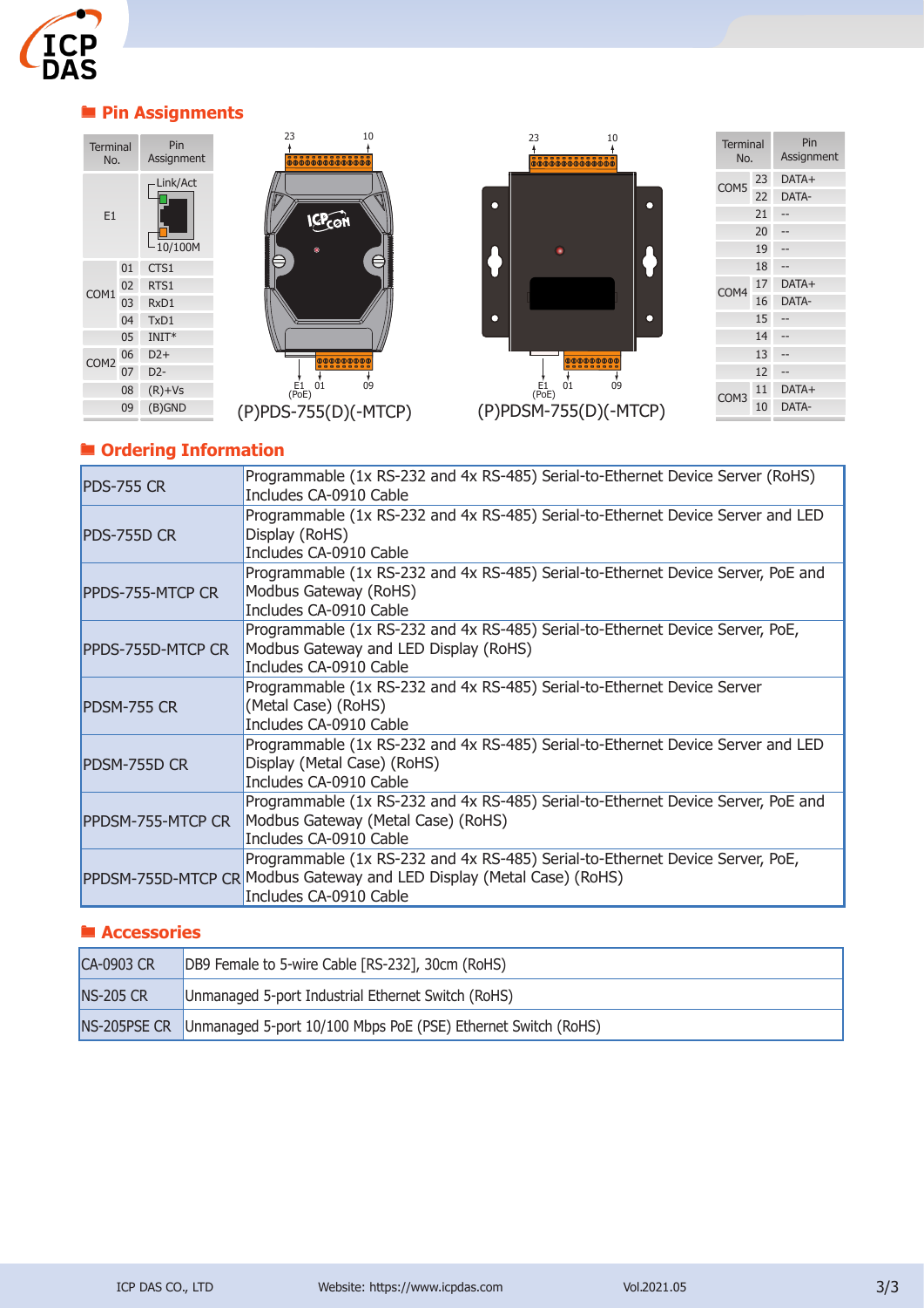## Pin Assignments

| Terminal No. | | Pin Assignment |
|---|---|---|
| E1 | | Link/Act<br>10/100M |
| COM1 | 01 | CTS1 |
| | 02 | RTS1 |
| | 03 | RxD1 |
| | 04 | TxD1 |
| | 05 | INIT* |
| COM2 | 06 | D2+ |
| | 07 | D2- |
| | 08 | (R)+Vs |
| | 09 | (B)GND |

23 10

E1 (PoE) 01 09

(P)PDS-755(D)(-MTCP)

23 10

E1 (PoE) 01 09

(P)PDSM-755(D)(-MTCP)

| Terminal No. | | Pin Assignment |
|---|---|---|
| COM5 | 23 | DATA+ |
| | 22 | DATA- |
| | 21 | -- |
| | 20 | -- |
| | 19 | -- |
| | 18 | -- |
| COM4 | 17 | DATA+ |
| | 16 | DATA- |
| | 15 | -- |
| | 14 | -- |
| | 13 | -- |
| | 12 | -- |
| COM3 | 11 | DATA+ |
| | 10 | DATA- |

## Ordering Information

| | |
|---|---|
| PDS-755 CR | Programmable (1x RS-232 and 4x RS-485) Serial-to-Ethernet Device Server (RoHS)<br>Includes CA-0910 Cable |
| PDS-755D CR | Programmable (1x RS-232 and 4x RS-485) Serial-to-Ethernet Device Server and LED Display (RoHS)<br>Includes CA-0910 Cable |
| PPDS-755-MTCP CR | Programmable (1x RS-232 and 4x RS-485) Serial-to-Ethernet Device Server, PoE and Modbus Gateway (RoHS)<br>Includes CA-0910 Cable |
| PPDS-755D-MTCP CR | Programmable (1x RS-232 and 4x RS-485) Serial-to-Ethernet Device Server, PoE, Modbus Gateway and LED Display (RoHS)<br>Includes CA-0910 Cable |
| PDSM-755 CR | Programmable (1x RS-232 and 4x RS-485) Serial-to-Ethernet Device Server (Metal Case) (RoHS)<br>Includes CA-0910 Cable |
| PDSM-755D CR | Programmable (1x RS-232 and 4x RS-485) Serial-to-Ethernet Device Server and LED Display (Metal Case) (RoHS)<br>Includes CA-0910 Cable |
| PPDSM-755-MTCP CR | Programmable (1x RS-232 and 4x RS-485) Serial-to-Ethernet Device Server, PoE and Modbus Gateway (Metal Case) (RoHS)<br>Includes CA-0910 Cable |
| PPDSM-755D-MTCP CR | Programmable (1x RS-232 and 4x RS-485) Serial-to-Ethernet Device Server, PoE, Modbus Gateway and LED Display (Metal Case) (RoHS)<br>Includes CA-0910 Cable |

## Accessories

| | |
|---|---|
| CA-0903 CR | DB9 Female to 5-wire Cable [RS-232], 30cm (RoHS) |
| NS-205 CR | Unmanaged 5-port Industrial Ethernet Switch (RoHS) |
| NS-205PSE CR | Unmanaged 5-port 10/100 Mbps PoE (PSE) Ethernet Switch (RoHS) |